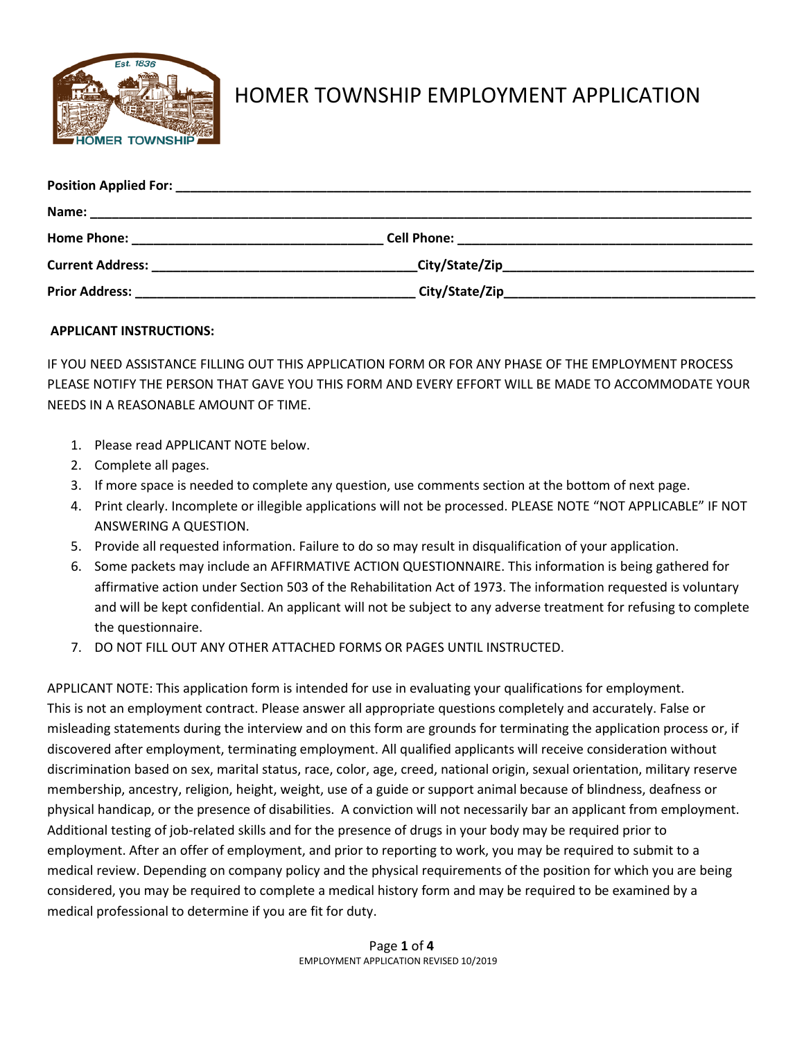# HOMER TOWNSHIP EMPLOYMENT APPLICATION

**Position Applied For:** ___________________________________________________________________________

**Name:** ________________________________________________________________________________________

**Home Phone:** _________________________________ **Cell Phone:** ______________________________________

**Current Address:** ___________________________________City/State/Zip_________________________________

**Prior Address:** ____________________________________ City/State/Zip_________________________________

**APPLICANT INSTRUCTIONS:**

IF YOU NEED ASSISTANCE FILLING OUT THIS APPLICATION FORM OR FOR ANY PHASE OF THE EMPLOYMENT PROCESS PLEASE NOTIFY THE PERSON THAT GAVE YOU THIS FORM AND EVERY EFFORT WILL BE MADE TO ACCOMMODATE YOUR NEEDS IN A REASONABLE AMOUNT OF TIME.

1. Please read APPLICANT NOTE below.
2. Complete all pages.
3. If more space is needed to complete any question, use comments section at the bottom of next page.
4. Print clearly. Incomplete or illegible applications will not be processed. PLEASE NOTE "NOT APPLICABLE" IF NOT ANSWERING A QUESTION.
5. Provide all requested information. Failure to do so may result in disqualification of your application.
6. Some packets may include an AFFIRMATIVE ACTION QUESTIONNAIRE. This information is being gathered for affirmative action under Section 503 of the Rehabilitation Act of 1973. The information requested is voluntary and will be kept confidential. An applicant will not be subject to any adverse treatment for refusing to complete the questionnaire.
7. DO NOT FILL OUT ANY OTHER ATTACHED FORMS OR PAGES UNTIL INSTRUCTED.

APPLICANT NOTE: This application form is intended for use in evaluating your qualifications for employment. This is not an employment contract. Please answer all appropriate questions completely and accurately. False or misleading statements during the interview and on this form are grounds for terminating the application process or, if discovered after employment, terminating employment. All qualified applicants will receive consideration without discrimination based on sex, marital status, race, color, age, creed, national origin, sexual orientation, military reserve membership, ancestry, religion, height, weight, use of a guide or support animal because of blindness, deafness or physical handicap, or the presence of disabilities. A conviction will not necessarily bar an applicant from employment. Additional testing of job-related skills and for the presence of drugs in your body may be required prior to employment. After an offer of employment, and prior to reporting to work, you may be required to submit to a medical review. Depending on company policy and the physical requirements of the position for which you are being considered, you may be required to complete a medical history form and may be required to be examined by a medical professional to determine if you are fit for duty.

EMPLOYMENT APPLICATION REVISED 10/2019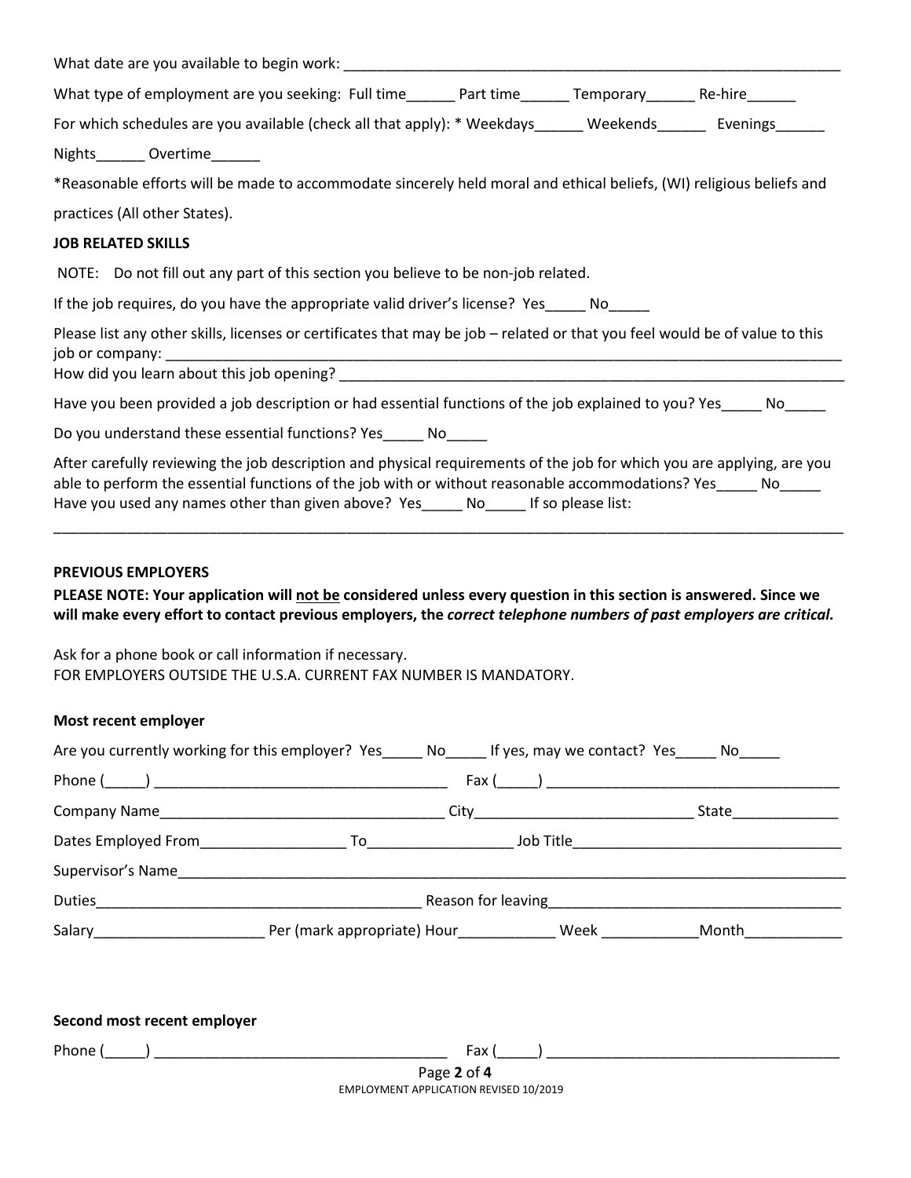What date are you available to begin work: ___________________________________________________________________

What type of employment are you seeking: Full time______ Part time______ Temporary______ Re-hire______

For which schedules are you available (check all that apply): * Weekdays______ Weekends______ Evenings______

Nights______ Overtime______

*Reasonable efforts will be made to accommodate sincerely held moral and ethical beliefs, (WI) religious beliefs and practices (All other States).

**JOB RELATED SKILLS**

NOTE: Do not fill out any part of this section you believe to be non-job related.

If the job requires, do you have the appropriate valid driver's license? Yes_____ No_____

Please list any other skills, licenses or certificates that may be job – related or that you feel would be of value to this job or company: ___________________________________________________________________________________

How did you learn about this job opening? _________________________________________________________________

Have you been provided a job description or had essential functions of the job explained to you? Yes_____ No_____

Do you understand these essential functions? Yes_____ No_____

After carefully reviewing the job description and physical requirements of the job for which you are applying, are you able to perform the essential functions of the job with or without reasonable accommodations? Yes_____ No_____

Have you used any names other than given above? Yes_____ No_____ If so please list:

_____________________________________________________________________________________________________

**PREVIOUS EMPLOYERS**

**PLEASE NOTE: Your application will not be considered unless every question in this section is answered. Since we will make every effort to contact previous employers, the *correct telephone numbers of past employers are critical.***

Ask for a phone book or call information if necessary.
FOR EMPLOYERS OUTSIDE THE U.S.A. CURRENT FAX NUMBER IS MANDATORY.

**Most recent employer**

Are you currently working for this employer? Yes_____ No_____ If yes, may we contact? Yes_____ No_____

Phone (_____) ____________________________________ Fax (_____) ____________________________________

Company Name___________________________________ City___________________________ State_____________

Dates Employed From_________________ To_________________ Job Title_________________________________

Supervisor's Name_____________________________________________________________________________________

Duties_______________________________________ Reason for leaving___________________________________

Salary_____________________ Per (mark appropriate) Hour____________ Week ____________Month____________

**Second most recent employer**

Phone (_____) ____________________________________ Fax (_____) ____________________________________

EMPLOYMENT APPLICATION REVISED 10/2019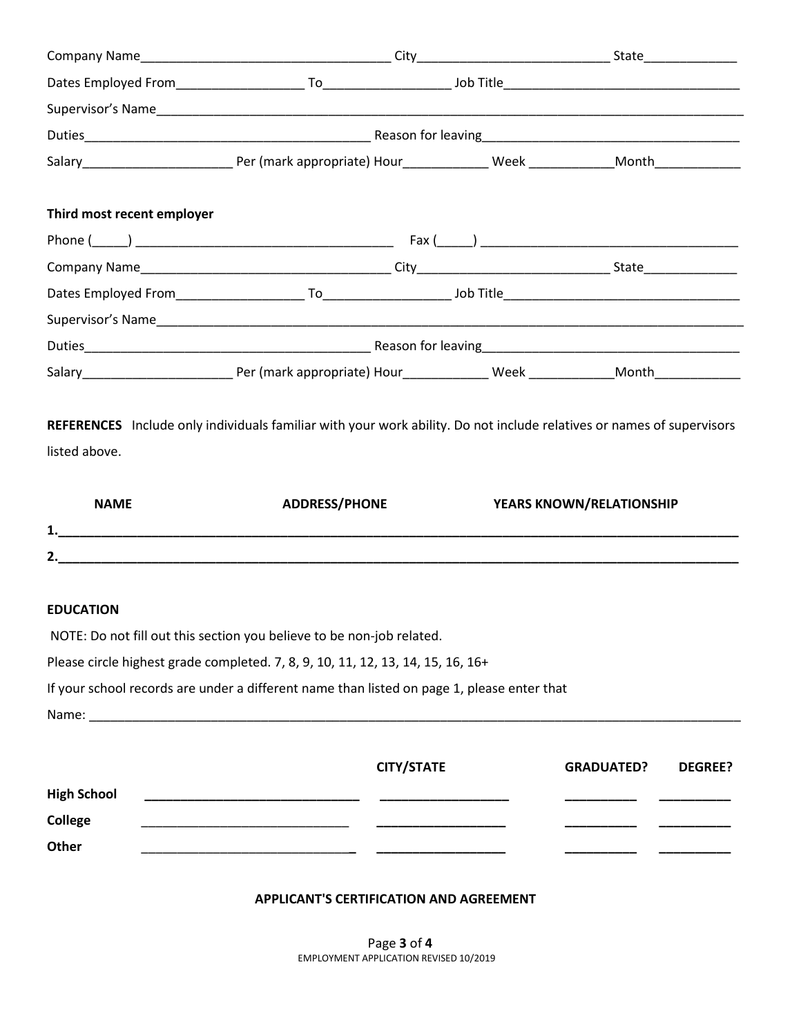Company Name___________________________________ City___________________________ State_____________

Dates Employed From__________________ To__________________ Job Title_________________________________

Supervisor's Name_______________________________________________________________________________________

Duties_________________________________________ Reason for leaving____________________________________

Salary_____________________ Per (mark appropriate) Hour____________ Week ____________Month____________

**Third most recent employer**

Phone (_____) ____________________________________ Fax (_____) ____________________________________

Company Name___________________________________ City___________________________ State_____________

Dates Employed From__________________ To__________________ Job Title_________________________________

Supervisor's Name_______________________________________________________________________________________

Duties_________________________________________ Reason for leaving____________________________________

Salary_____________________ Per (mark appropriate) Hour____________ Week ____________Month____________

**REFERENCES** Include only individuals familiar with your work ability. Do not include relatives or names of supervisors listed above.

| NAME | ADDRESS/PHONE | YEARS KNOWN/RELATIONSHIP |
|---|---|---|
| 1. | | |
| 2. | | |

**EDUCATION**

NOTE: Do not fill out this section you believe to be non-job related.

Please circle highest grade completed. 7, 8, 9, 10, 11, 12, 13, 14, 15, 16, 16+

If your school records are under a different name than listed on page 1, please enter that

Name: _________________________________________________________________________________________________

| | | CITY/STATE | GRADUATED? | DEGREE? |
|---|---|---|---|---|
| **High School** | | | | |
| **College** | | | | |
| **Other** | | | | |

**APPLICANT'S CERTIFICATION AND AGREEMENT**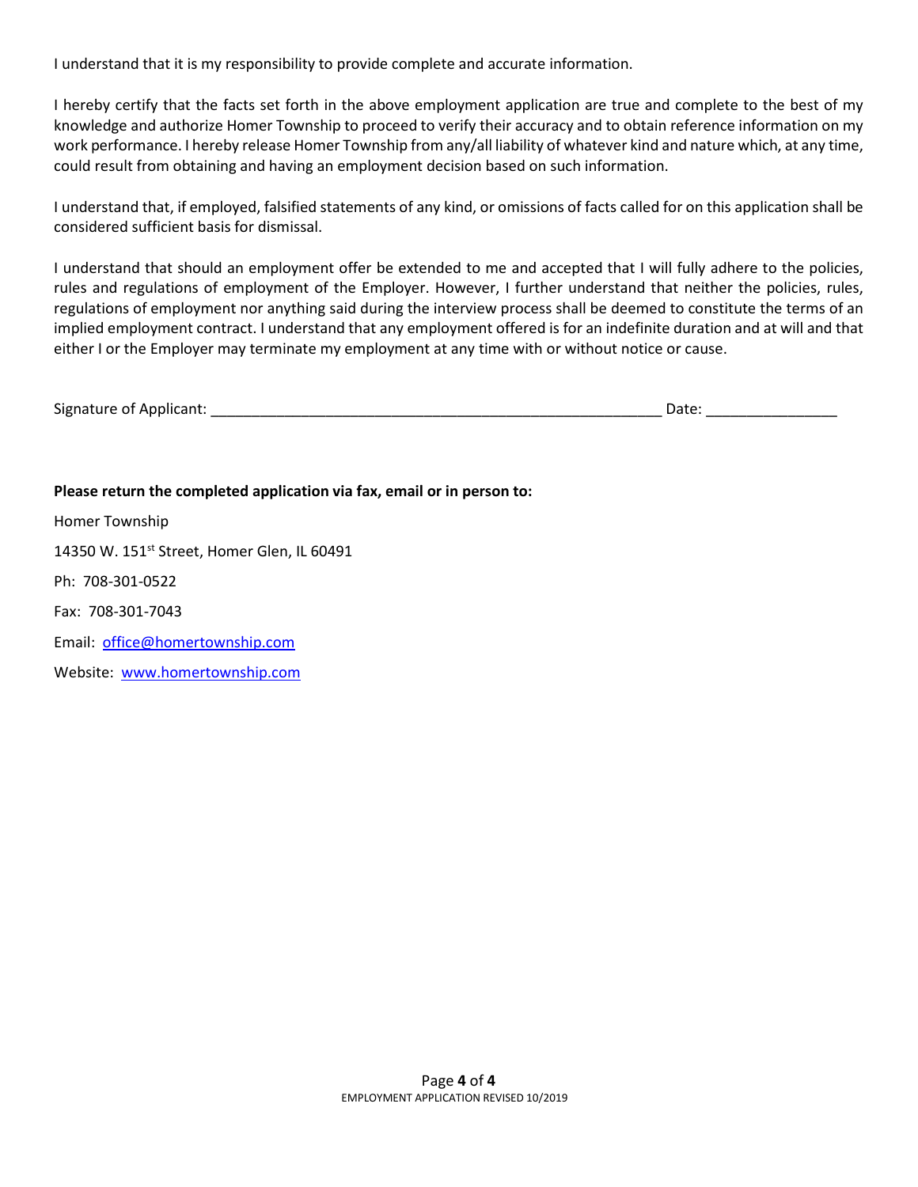I understand that it is my responsibility to provide complete and accurate information.

I hereby certify that the facts set forth in the above employment application are true and complete to the best of my knowledge and authorize Homer Township to proceed to verify their accuracy and to obtain reference information on my work performance. I hereby release Homer Township from any/all liability of whatever kind and nature which, at any time, could result from obtaining and having an employment decision based on such information.

I understand that, if employed, falsified statements of any kind, or omissions of facts called for on this application shall be considered sufficient basis for dismissal.

I understand that should an employment offer be extended to me and accepted that I will fully adhere to the policies, rules and regulations of employment of the Employer. However, I further understand that neither the policies, rules, regulations of employment nor anything said during the interview process shall be deemed to constitute the terms of an implied employment contract. I understand that any employment offered is for an indefinite duration and at will and that either I or the Employer may terminate my employment at any time with or without notice or cause.

Signature of Applicant: _________________________________________________________ Date: ________________

**Please return the completed application via fax, email or in person to:**

Homer Township

14350 W. 151st Street, Homer Glen, IL 60491

Ph: 708-301-0522

Fax: 708-301-7043

Email: office@homertownship.com

Website: www.homertownship.com